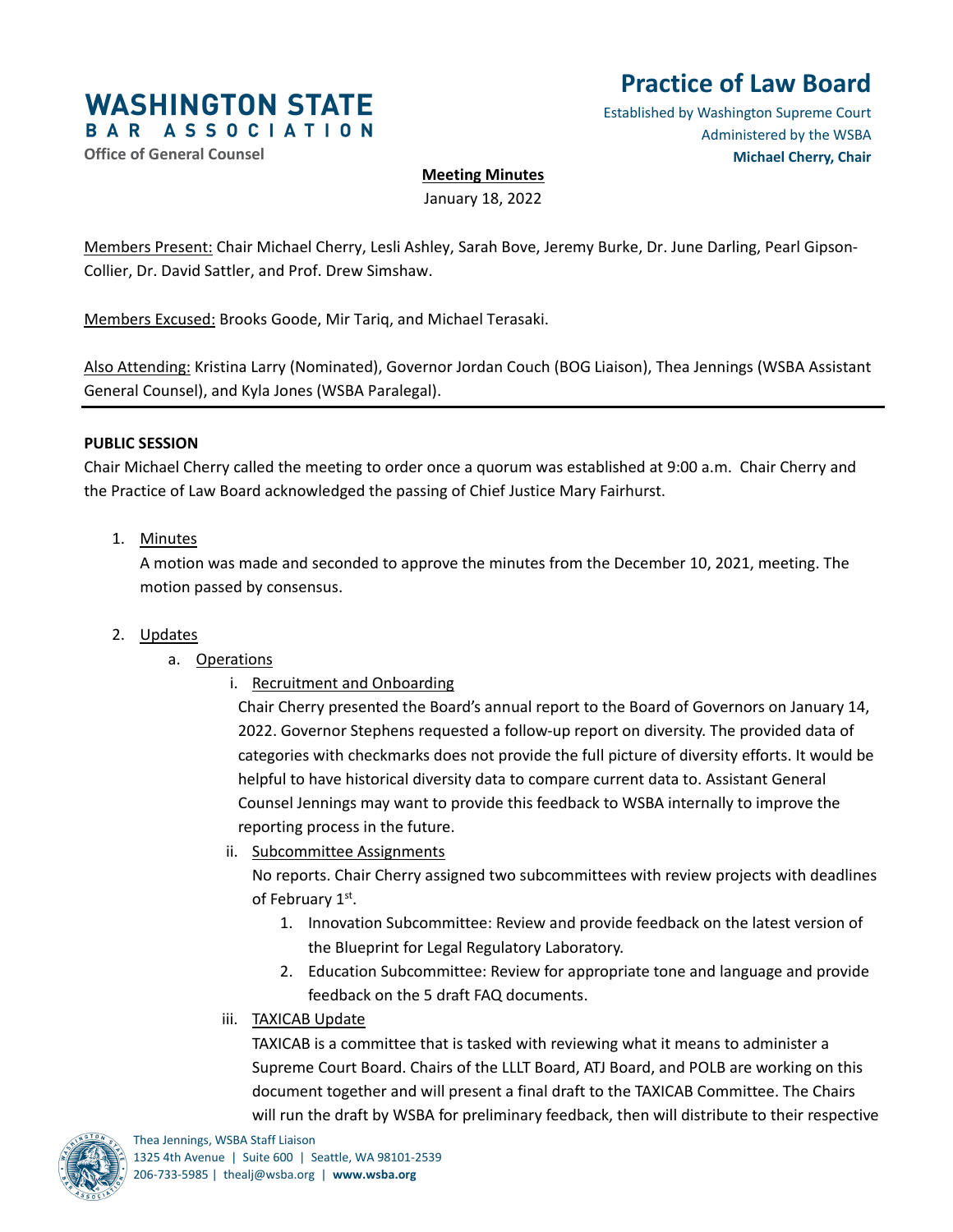**WASHINGTON STATE BAR ASSOCIATION**
**Office of General Counsel**

# Practice of Law Board

Established by Washington Supreme Court
Administered by the WSBA
**Michael Cherry, Chair**

**Meeting Minutes**
January 18, 2022

Members Present: Chair Michael Cherry, Lesli Ashley, Sarah Bove, Jeremy Burke, Dr. June Darling, Pearl Gipson-Collier, Dr. David Sattler, and Prof. Drew Simshaw.

Members Excused: Brooks Goode, Mir Tariq, and Michael Terasaki.

Also Attending: Kristina Larry (Nominated), Governor Jordan Couch (BOG Liaison), Thea Jennings (WSBA Assistant General Counsel), and Kyla Jones (WSBA Paralegal).

---

**PUBLIC SESSION**

Chair Michael Cherry called the meeting to order once a quorum was established at 9:00 a.m. Chair Cherry and the Practice of Law Board acknowledged the passing of Chief Justice Mary Fairhurst.

1. Minutes
   A motion was made and seconded to approve the minutes from the December 10, 2021, meeting. The motion passed by consensus.

2. Updates
   a. Operations
      i. Recruitment and Onboarding
         Chair Cherry presented the Board's annual report to the Board of Governors on January 14, 2022. Governor Stephens requested a follow-up report on diversity. The provided data of categories with checkmarks does not provide the full picture of diversity efforts. It would be helpful to have historical diversity data to compare current data to. Assistant General Counsel Jennings may want to provide this feedback to WSBA internally to improve the reporting process in the future.
      ii. Subcommittee Assignments
         No reports. Chair Cherry assigned two subcommittees with review projects with deadlines of February 1st.
         1. Innovation Subcommittee: Review and provide feedback on the latest version of the Blueprint for Legal Regulatory Laboratory.
         2. Education Subcommittee: Review for appropriate tone and language and provide feedback on the 5 draft FAQ documents.
      iii. TAXICAB Update
         TAXICAB is a committee that is tasked with reviewing what it means to administer a Supreme Court Board. Chairs of the LLLT Board, ATJ Board, and POLB are working on this document together and will present a final draft to the TAXICAB Committee. The Chairs will run the draft by WSBA for preliminary feedback, then will distribute to their respective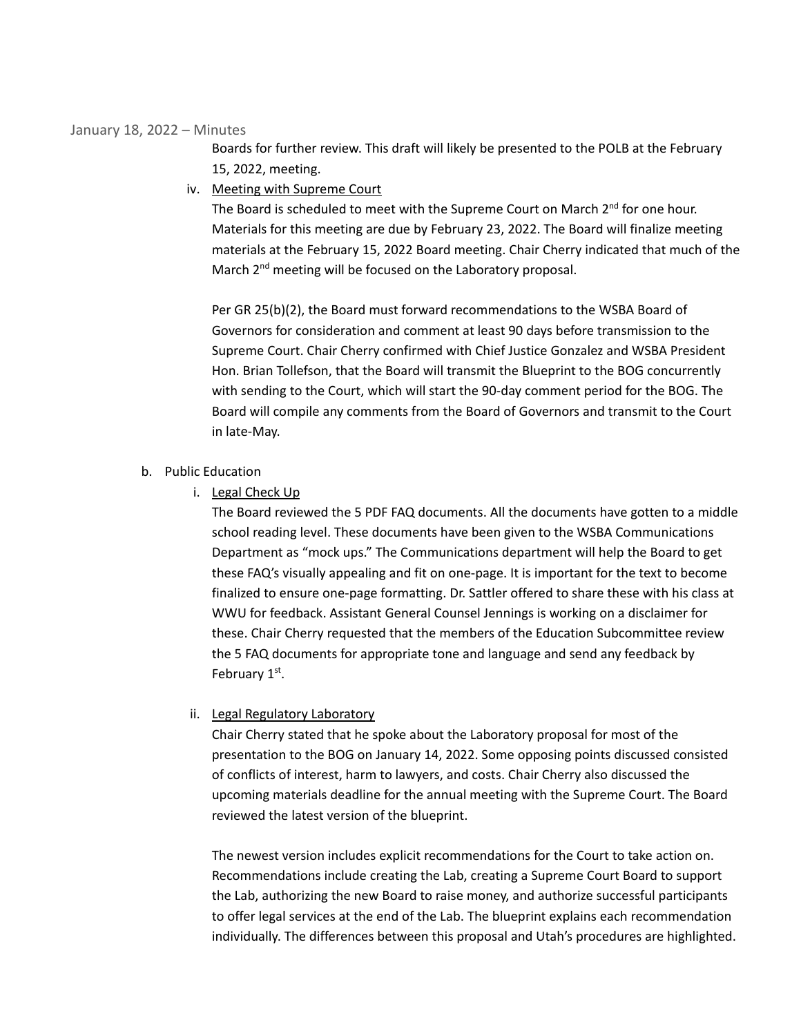Boards for further review. This draft will likely be presented to the POLB at the February 15, 2022, meeting.

iv. Meeting with Supreme Court

The Board is scheduled to meet with the Supreme Court on March 2nd for one hour. Materials for this meeting are due by February 23, 2022. The Board will finalize meeting materials at the February 15, 2022 Board meeting. Chair Cherry indicated that much of the March 2nd meeting will be focused on the Laboratory proposal.

Per GR 25(b)(2), the Board must forward recommendations to the WSBA Board of Governors for consideration and comment at least 90 days before transmission to the Supreme Court. Chair Cherry confirmed with Chief Justice Gonzalez and WSBA President Hon. Brian Tollefson, that the Board will transmit the Blueprint to the BOG concurrently with sending to the Court, which will start the 90-day comment period for the BOG. The Board will compile any comments from the Board of Governors and transmit to the Court in late-May.

b. Public Education

i. Legal Check Up

The Board reviewed the 5 PDF FAQ documents. All the documents have gotten to a middle school reading level. These documents have been given to the WSBA Communications Department as "mock ups." The Communications department will help the Board to get these FAQ's visually appealing and fit on one-page. It is important for the text to become finalized to ensure one-page formatting. Dr. Sattler offered to share these with his class at WWU for feedback. Assistant General Counsel Jennings is working on a disclaimer for these. Chair Cherry requested that the members of the Education Subcommittee review the 5 FAQ documents for appropriate tone and language and send any feedback by February 1st.

ii. Legal Regulatory Laboratory

Chair Cherry stated that he spoke about the Laboratory proposal for most of the presentation to the BOG on January 14, 2022. Some opposing points discussed consisted of conflicts of interest, harm to lawyers, and costs. Chair Cherry also discussed the upcoming materials deadline for the annual meeting with the Supreme Court. The Board reviewed the latest version of the blueprint.

The newest version includes explicit recommendations for the Court to take action on. Recommendations include creating the Lab, creating a Supreme Court Board to support the Lab, authorizing the new Board to raise money, and authorize successful participants to offer legal services at the end of the Lab. The blueprint explains each recommendation individually. The differences between this proposal and Utah's procedures are highlighted.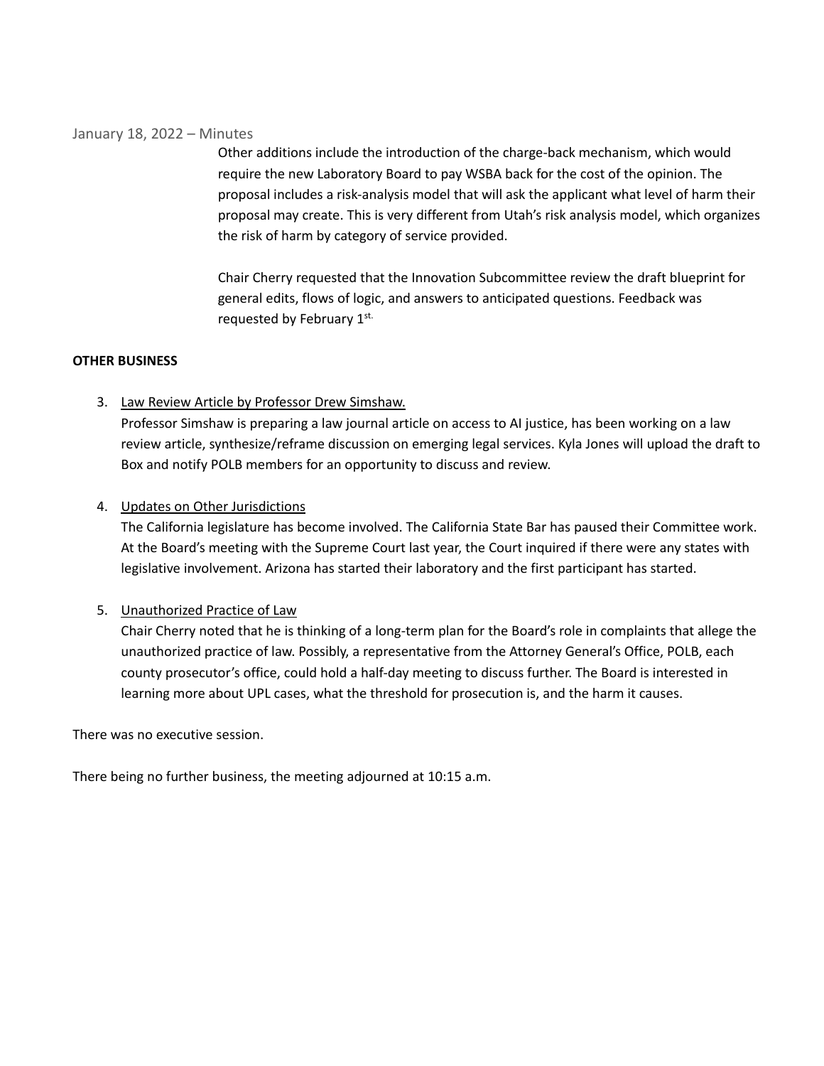January 18, 2022 – Minutes

Other additions include the introduction of the charge-back mechanism, which would require the new Laboratory Board to pay WSBA back for the cost of the opinion. The proposal includes a risk-analysis model that will ask the applicant what level of harm their proposal may create. This is very different from Utah's risk analysis model, which organizes the risk of harm by category of service provided.

Chair Cherry requested that the Innovation Subcommittee review the draft blueprint for general edits, flows of logic, and answers to anticipated questions. Feedback was requested by February 1st.

**OTHER BUSINESS**

3. Law Review Article by Professor Drew Simshaw.
   Professor Simshaw is preparing a law journal article on access to AI justice, has been working on a law review article, synthesize/reframe discussion on emerging legal services. Kyla Jones will upload the draft to Box and notify POLB members for an opportunity to discuss and review.

4. Updates on Other Jurisdictions
   The California legislature has become involved. The California State Bar has paused their Committee work. At the Board's meeting with the Supreme Court last year, the Court inquired if there were any states with legislative involvement. Arizona has started their laboratory and the first participant has started.

5. Unauthorized Practice of Law
   Chair Cherry noted that he is thinking of a long-term plan for the Board's role in complaints that allege the unauthorized practice of law. Possibly, a representative from the Attorney General's Office, POLB, each county prosecutor's office, could hold a half-day meeting to discuss further. The Board is interested in learning more about UPL cases, what the threshold for prosecution is, and the harm it causes.

There was no executive session.

There being no further business, the meeting adjourned at 10:15 a.m.